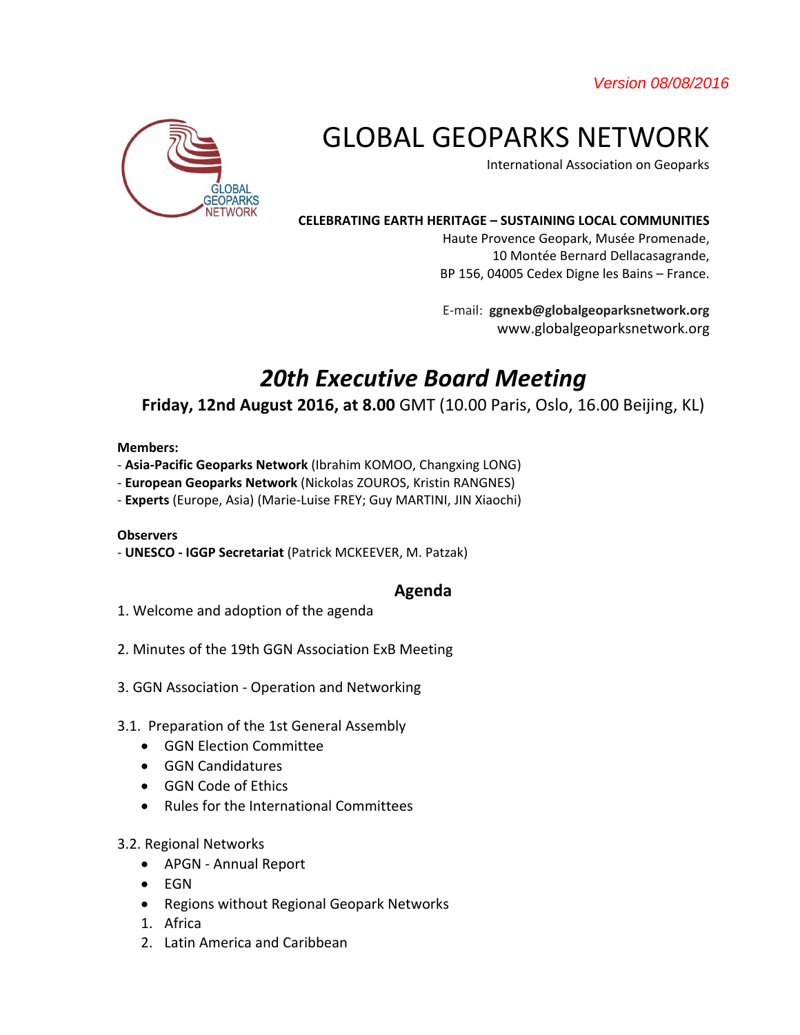*Version 08/08/2016*

# GLOBAL GEOPARKS NETWORK

International Association on Geoparks

**CELEBRATING EARTH HERITAGE – SUSTAINING LOCAL COMMUNITIES**

Haute Provence Geopark, Musée Promenade,
10 Montée Bernard Dellacasagrande,
BP 156, 04005 Cedex Digne les Bains – France.

E-mail: **ggnexb@globalgeoparksnetwork.org**
www.globalgeoparksnetwork.org

## *20th Executive Board Meeting*

**Friday, 12nd August 2016, at 8.00** GMT (10.00 Paris, Oslo, 16.00 Beijing, KL)

**Members:**

- **Asia-Pacific Geoparks Network** (Ibrahim KOMOO, Changxing LONG)
- **European Geoparks Network** (Nickolas ZOUROS, Kristin RANGNES)
- **Experts** (Europe, Asia) (Marie-Luise FREY; Guy MARTINI, JIN Xiaochi)

**Observers**

- **UNESCO - IGGP Secretariat** (Patrick MCKEEVER, M. Patzak)

### Agenda

1. Welcome and adoption of the agenda

2. Minutes of the 19th GGN Association ExB Meeting

3. GGN Association - Operation and Networking

3.1. Preparation of the 1st General Assembly

- GGN Election Committee
- GGN Candidatures
- GGN Code of Ethics
- Rules for the International Committees

3.2. Regional Networks

- APGN - Annual Report
- EGN
- Regions without Regional Geopark Networks

1. Africa
2. Latin America and Caribbean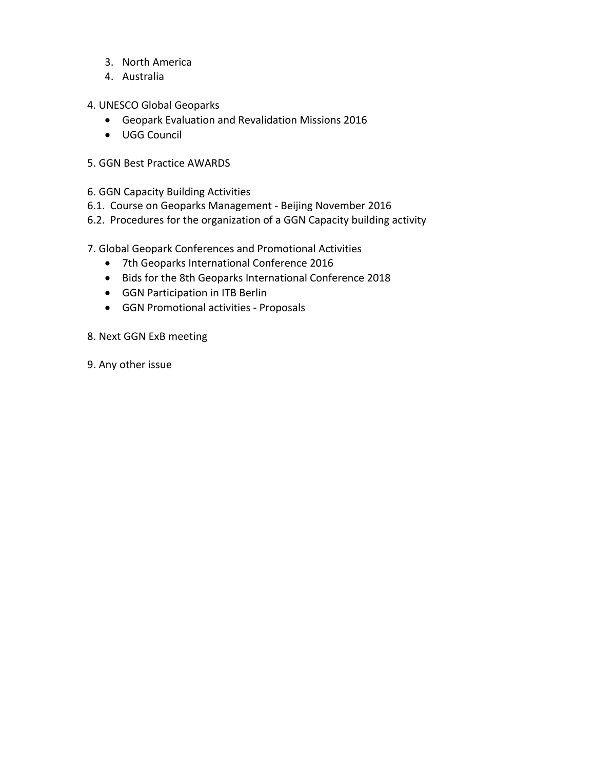3. North America
4. Australia

4. UNESCO Global Geoparks
   - Geopark Evaluation and Revalidation Missions 2016
   - UGG Council

5. GGN Best Practice AWARDS

6. GGN Capacity Building Activities
6.1. Course on Geoparks Management - Beijing November 2016
6.2. Procedures for the organization of a GGN Capacity building activity

7. Global Geopark Conferences and Promotional Activities
   - 7th Geoparks International Conference 2016
   - Bids for the 8th Geoparks International Conference 2018
   - GGN Participation in ITB Berlin
   - GGN Promotional activities - Proposals

8. Next GGN ExB meeting

9. Any other issue